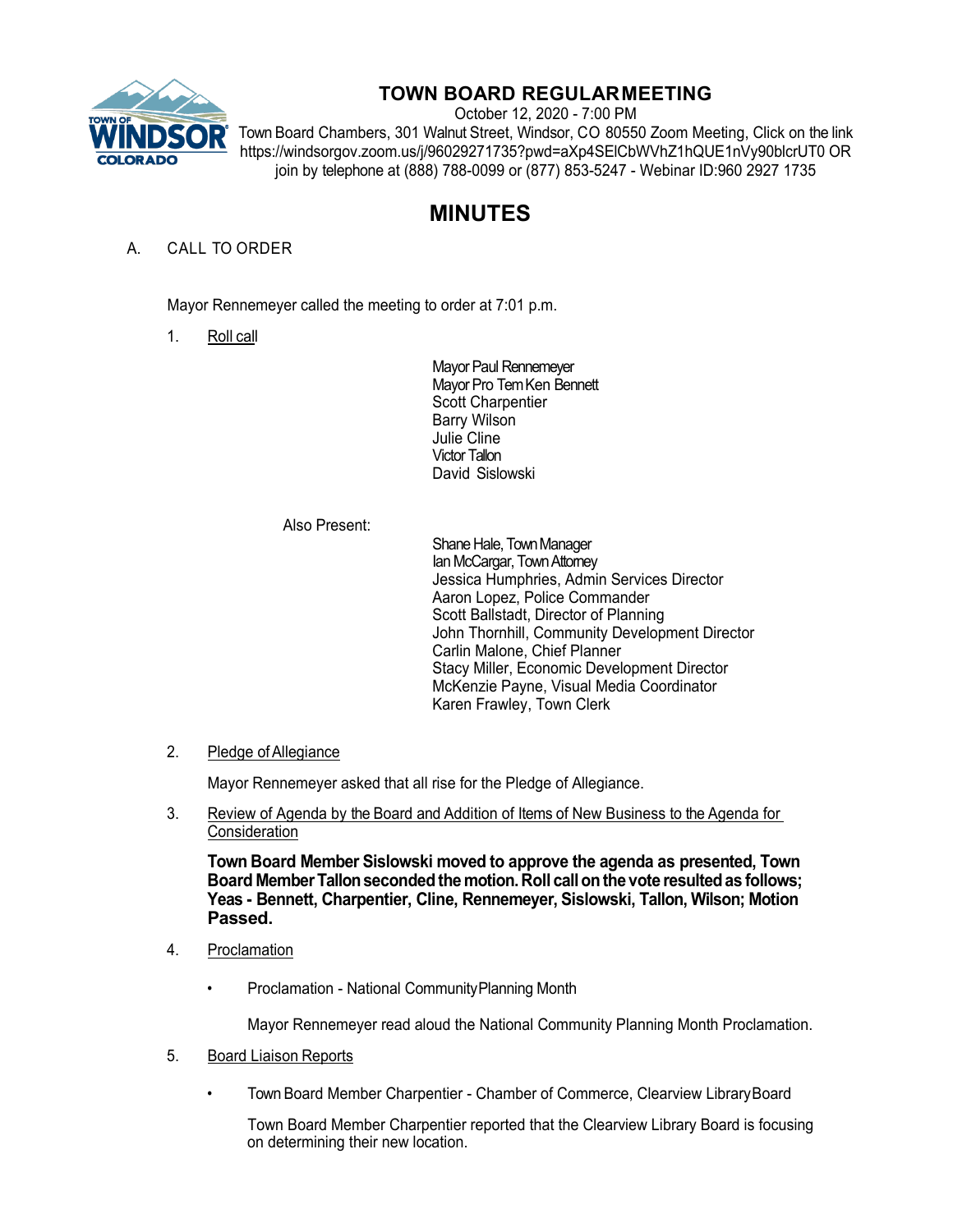# TOWN BOARD REGULAR MEETING

October 12, 2020 - 7:00 PM

Town Board Chambers, 301 Walnut Street, Windsor, CO 80550 Zoom Meeting, Click on the link https://windsorgov.zoom.us/j/96029271735?pwd=aXp4SElCbWVhZ1hQUE1nVy90blcrUT0 OR join by telephone at (888) 788-0099 or (877) 853-5247 - Webinar ID:960 2927 1735

# MINUTES

A. CALL TO ORDER

Mayor Rennemeyer called the meeting to order at 7:01 p.m.

1. Roll call

Mayor Paul Rennemeyer
Mayor Pro Tem Ken Bennett
Scott Charpentier
Barry Wilson
Julie Cline
Victor Tallon
David Sislowski

Also Present:

Shane Hale, Town Manager
Ian McCargar, Town Attorney
Jessica Humphries, Admin Services Director
Aaron Lopez, Police Commander
Scott Ballstadt, Director of Planning
John Thornhill, Community Development Director
Carlin Malone, Chief Planner
Stacy Miller, Economic Development Director
McKenzie Payne, Visual Media Coordinator
Karen Frawley, Town Clerk

2. Pledge of Allegiance

Mayor Rennemeyer asked that all rise for the Pledge of Allegiance.

3. Review of Agenda by the Board and Addition of Items of New Business to the Agenda for Consideration

**Town Board Member Sislowski moved to approve the agenda as presented, Town Board Member Tallon seconded the motion. Roll call on the vote resulted as follows; Yeas - Bennett, Charpentier, Cline, Rennemeyer, Sislowski, Tallon, Wilson; Motion Passed.**

4. Proclamation

- Proclamation - National Community Planning Month

  Mayor Rennemeyer read aloud the National Community Planning Month Proclamation.

5. Board Liaison Reports

- Town Board Member Charpentier - Chamber of Commerce, Clearview Library Board

  Town Board Member Charpentier reported that the Clearview Library Board is focusing on determining their new location.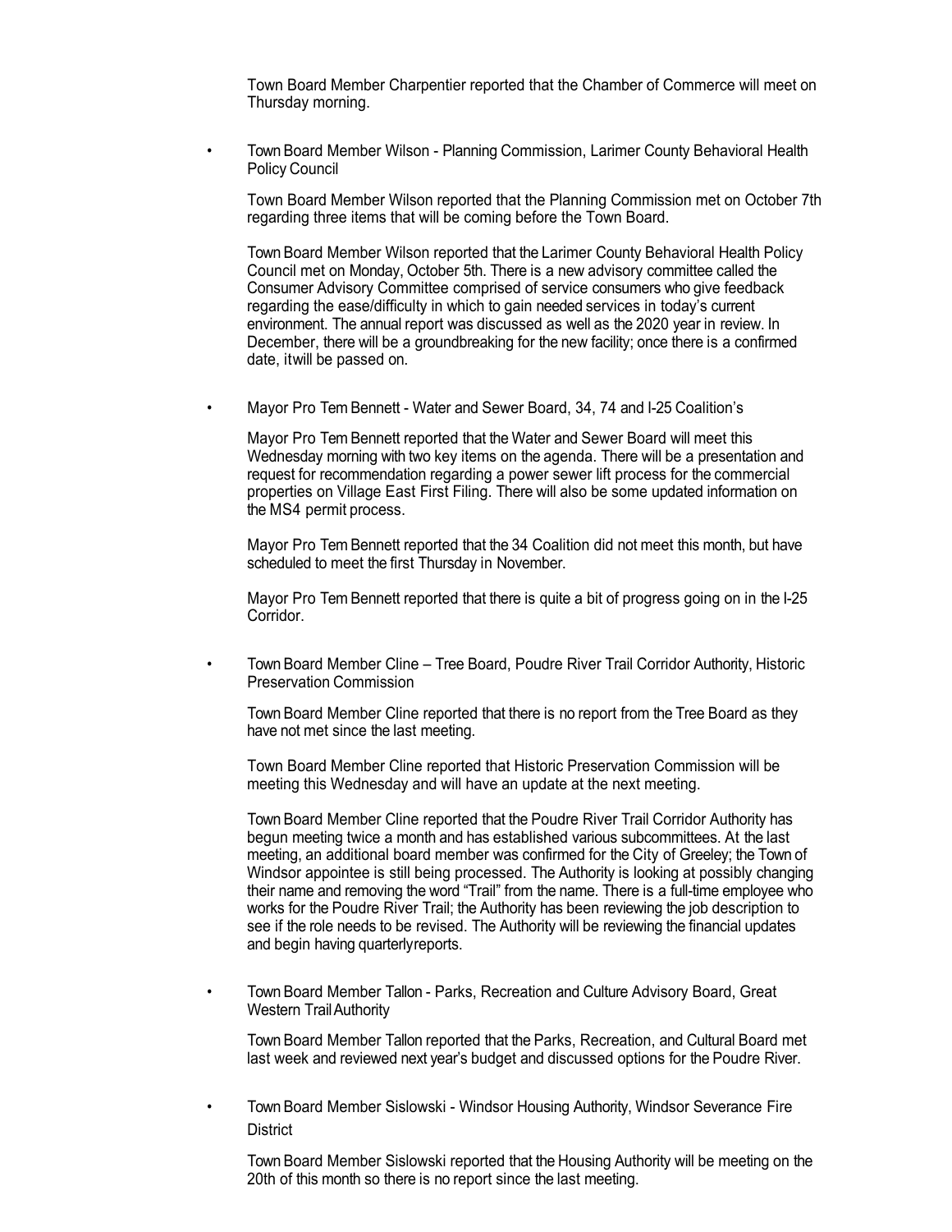Town Board Member Charpentier reported that the Chamber of Commerce will meet on Thursday morning.

- Town Board Member Wilson - Planning Commission, Larimer County Behavioral Health Policy Council

  Town Board Member Wilson reported that the Planning Commission met on October 7th regarding three items that will be coming before the Town Board.

  Town Board Member Wilson reported that the Larimer County Behavioral Health Policy Council met on Monday, October 5th. There is a new advisory committee called the Consumer Advisory Committee comprised of service consumers who give feedback regarding the ease/difficulty in which to gain needed services in today's current environment. The annual report was discussed as well as the 2020 year in review. In December, there will be a groundbreaking for the new facility; once there is a confirmed date, itwill be passed on.

- Mayor Pro Tem Bennett - Water and Sewer Board, 34, 74 and I-25 Coalition's

  Mayor Pro Tem Bennett reported that the Water and Sewer Board will meet this Wednesday morning with two key items on the agenda. There will be a presentation and request for recommendation regarding a power sewer lift process for the commercial properties on Village East First Filing. There will also be some updated information on the MS4 permit process.

  Mayor Pro Tem Bennett reported that the 34 Coalition did not meet this month, but have scheduled to meet the first Thursday in November.

  Mayor Pro Tem Bennett reported that there is quite a bit of progress going on in the I-25 Corridor.

- Town Board Member Cline – Tree Board, Poudre River Trail Corridor Authority, Historic Preservation Commission

  Town Board Member Cline reported that there is no report from the Tree Board as they have not met since the last meeting.

  Town Board Member Cline reported that Historic Preservation Commission will be meeting this Wednesday and will have an update at the next meeting.

  Town Board Member Cline reported that the Poudre River Trail Corridor Authority has begun meeting twice a month and has established various subcommittees. At the last meeting, an additional board member was confirmed for the City of Greeley; the Town of Windsor appointee is still being processed. The Authority is looking at possibly changing their name and removing the word "Trail" from the name. There is a full-time employee who works for the Poudre River Trail; the Authority has been reviewing the job description to see if the role needs to be revised. The Authority will be reviewing the financial updates and begin having quarterlyreports.

- Town Board Member Tallon - Parks, Recreation and Culture Advisory Board, Great Western Trail Authority

  Town Board Member Tallon reported that the Parks, Recreation, and Cultural Board met last week and reviewed next year's budget and discussed options for the Poudre River.

- Town Board Member Sislowski - Windsor Housing Authority, Windsor Severance Fire District

  Town Board Member Sislowski reported that the Housing Authority will be meeting on the 20th of this month so there is no report since the last meeting.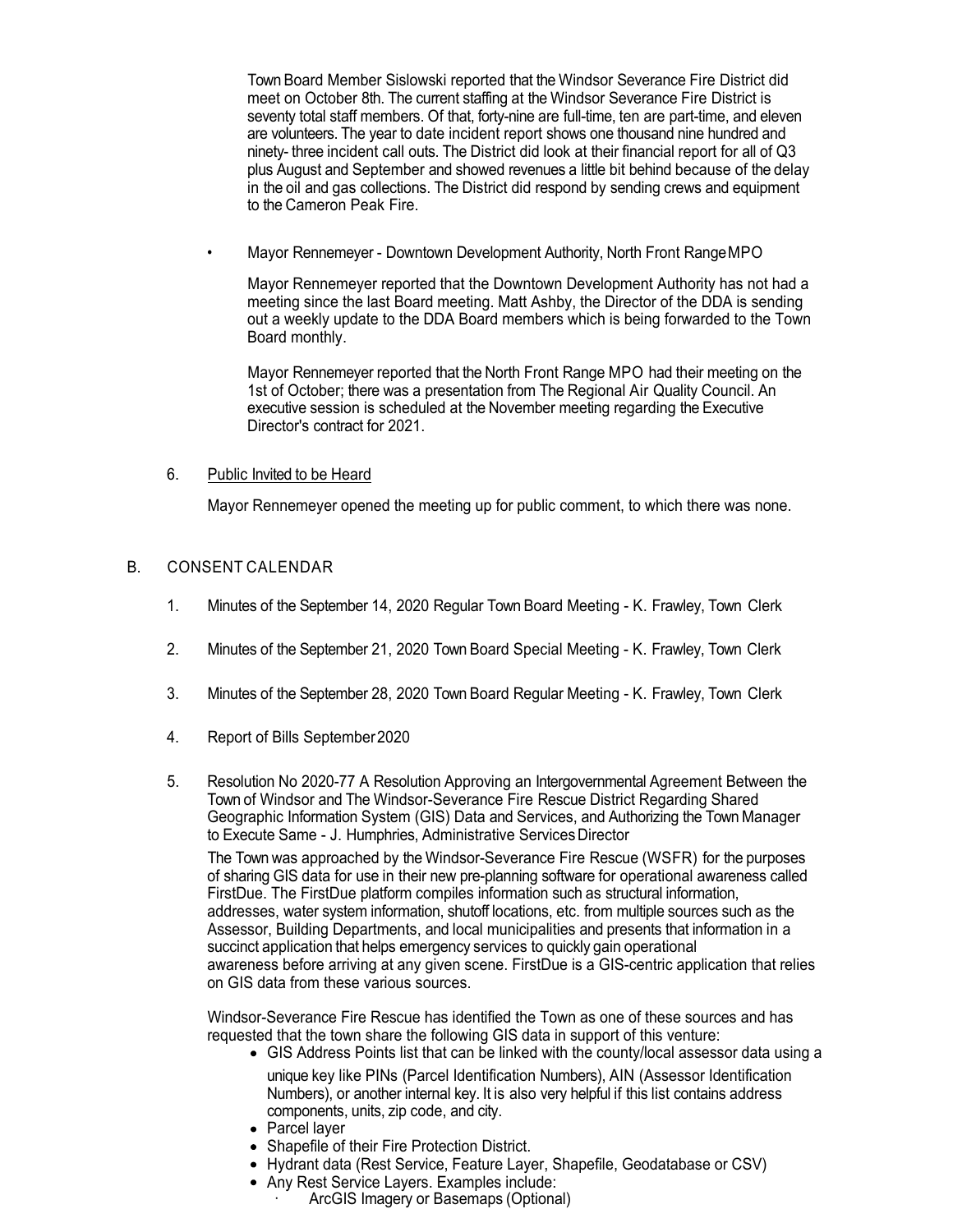Town Board Member Sislowski reported that the Windsor Severance Fire District did meet on October 8th. The current staffing at the Windsor Severance Fire District is seventy total staff members. Of that, forty-nine are full-time, ten are part-time, and eleven are volunteers. The year to date incident report shows one thousand nine hundred and ninety- three incident call outs. The District did look at their financial report for all of Q3 plus August and September and showed revenues a little bit behind because of the delay in the oil and gas collections. The District did respond by sending crews and equipment to the Cameron Peak Fire.

- Mayor Rennemeyer - Downtown Development Authority, North Front Range MPO

  Mayor Rennemeyer reported that the Downtown Development Authority has not had a meeting since the last Board meeting. Matt Ashby, the Director of the DDA is sending out a weekly update to the DDA Board members which is being forwarded to the Town Board monthly.

  Mayor Rennemeyer reported that the North Front Range MPO had their meeting on the 1st of October; there was a presentation from The Regional Air Quality Council. An executive session is scheduled at the November meeting regarding the Executive Director's contract for 2021.

6. Public Invited to be Heard

   Mayor Rennemeyer opened the meeting up for public comment, to which there was none.

## B. CONSENT CALENDAR

1. Minutes of the September 14, 2020 Regular Town Board Meeting - K. Frawley, Town Clerk

2. Minutes of the September 21, 2020 Town Board Special Meeting - K. Frawley, Town Clerk

3. Minutes of the September 28, 2020 Town Board Regular Meeting - K. Frawley, Town Clerk

4. Report of Bills September 2020

5. Resolution No 2020-77 A Resolution Approving an Intergovernmental Agreement Between the Town of Windsor and The Windsor-Severance Fire Rescue District Regarding Shared Geographic Information System (GIS) Data and Services, and Authorizing the Town Manager to Execute Same - J. Humphries, Administrative Services Director

   The Town was approached by the Windsor-Severance Fire Rescue (WSFR) for the purposes of sharing GIS data for use in their new pre-planning software for operational awareness called FirstDue. The FirstDue platform compiles information such as structural information, addresses, water system information, shutoff locations, etc. from multiple sources such as the Assessor, Building Departments, and local municipalities and presents that information in a succinct application that helps emergency services to quickly gain operational awareness before arriving at any given scene. FirstDue is a GIS-centric application that relies on GIS data from these various sources.

   Windsor-Severance Fire Rescue has identified the Town as one of these sources and has requested that the town share the following GIS data in support of this venture:

   - GIS Address Points list that can be linked with the county/local assessor data using a unique key like PINs (Parcel Identification Numbers), AIN (Assessor Identification Numbers), or another internal key. It is also very helpful if this list contains address components, units, zip code, and city.
   - Parcel layer
   - Shapefile of their Fire Protection District.
   - Hydrant data (Rest Service, Feature Layer, Shapefile, Geodatabase or CSV)
   - Any Rest Service Layers. Examples include:
     - ArcGIS Imagery or Basemaps (Optional)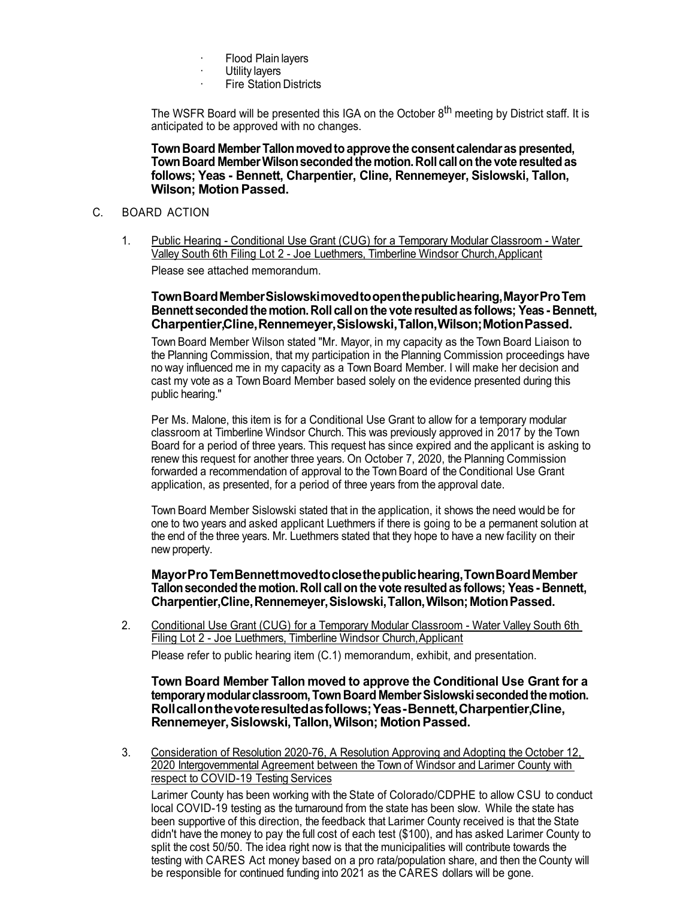- Flood Plain layers
- Utility layers
- Fire Station Districts

The WSFR Board will be presented this IGA on the October 8th meeting by District staff. It is anticipated to be approved with no changes.

**Town Board Member Tallon moved to approve the consent calendar as presented, Town Board Member Wilson seconded the motion. Roll call on the vote resulted as follows; Yeas - Bennett, Charpentier, Cline, Rennemeyer, Sislowski, Tallon, Wilson; Motion Passed.**

C. BOARD ACTION

1. Public Hearing - Conditional Use Grant (CUG) for a Temporary Modular Classroom - Water Valley South 6th Filing Lot 2 - Joe Luethmers, Timberline Windsor Church, Applicant

   Please see attached memorandum.

   **Town Board Member Sislowski moved to open the public hearing, Mayor Pro Tem Bennett seconded the motion. Roll call on the vote resulted as follows; Yeas - Bennett, Charpentier, Cline, Rennemeyer, Sislowski, Tallon, Wilson; Motion Passed.**

   Town Board Member Wilson stated "Mr. Mayor, in my capacity as the Town Board Liaison to the Planning Commission, that my participation in the Planning Commission proceedings have no way influenced me in my capacity as a Town Board Member. I will make her decision and cast my vote as a Town Board Member based solely on the evidence presented during this public hearing."

   Per Ms. Malone, this item is for a Conditional Use Grant to allow for a temporary modular classroom at Timberline Windsor Church. This was previously approved in 2017 by the Town Board for a period of three years. This request has since expired and the applicant is asking to renew this request for another three years. On October 7, 2020, the Planning Commission forwarded a recommendation of approval to the Town Board of the Conditional Use Grant application, as presented, for a period of three years from the approval date.

   Town Board Member Sislowski stated that in the application, it shows the need would be for one to two years and asked applicant Luethmers if there is going to be a permanent solution at the end of the three years. Mr. Luethmers stated that they hope to have a new facility on their new property.

   **Mayor Pro Tem Bennett moved to close the public hearing, Town Board Member Tallon seconded the motion. Roll call on the vote resulted as follows; Yeas - Bennett, Charpentier, Cline, Rennemeyer, Sislowski, Tallon, Wilson; Motion Passed.**

2. Conditional Use Grant (CUG) for a Temporary Modular Classroom - Water Valley South 6th Filing Lot 2 - Joe Luethmers, Timberline Windsor Church, Applicant

   Please refer to public hearing item (C.1) memorandum, exhibit, and presentation.

   **Town Board Member Tallon moved to approve the Conditional Use Grant for a temporary modular classroom, Town Board Member Sislowski seconded the motion. Roll call on the vote resulted as follows; Yeas - Bennett, Charpentier, Cline, Rennemeyer, Sislowski, Tallon, Wilson; Motion Passed.**

3. Consideration of Resolution 2020-76, A Resolution Approving and Adopting the October 12, 2020 Intergovernmental Agreement between the Town of Windsor and Larimer County with respect to COVID-19 Testing Services

   Larimer County has been working with the State of Colorado/CDPHE to allow CSU to conduct local COVID-19 testing as the turnaround from the state has been slow. While the state has been supportive of this direction, the feedback that Larimer County received is that the State didn't have the money to pay the full cost of each test ($100), and has asked Larimer County to split the cost 50/50. The idea right now is that the municipalities will contribute towards the testing with CARES Act money based on a pro rata/population share, and then the County will be responsible for continued funding into 2021 as the CARES dollars will be gone.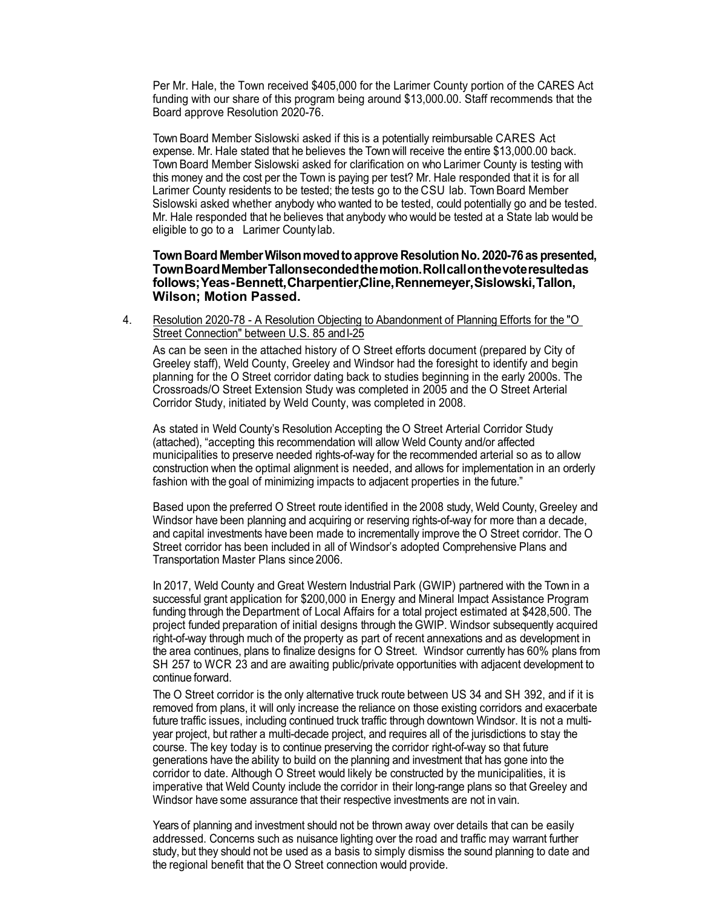Per Mr. Hale, the Town received $405,000 for the Larimer County portion of the CARES Act funding with our share of this program being around $13,000.00. Staff recommends that the Board approve Resolution 2020-76.

Town Board Member Sislowski asked if this is a potentially reimbursable CARES Act expense. Mr. Hale stated that he believes the Town will receive the entire $13,000.00 back. Town Board Member Sislowski asked for clarification on who Larimer County is testing with this money and the cost per the Town is paying per test? Mr. Hale responded that it is for all Larimer County residents to be tested; the tests go to the CSU lab. Town Board Member Sislowski asked whether anybody who wanted to be tested, could potentially go and be tested. Mr. Hale responded that he believes that anybody who would be tested at a State lab would be eligible to go to a Larimer County lab.

**Town Board Member Wilson moved to approve Resolution No. 2020-76 as presented, Town Board Member Tallon seconded the motion. Roll call on the vote resulted as follows; Yeas - Bennett, Charpentier, Cline, Rennemeyer, Sislowski, Tallon, Wilson; Motion Passed.**

4. Resolution 2020-78 - A Resolution Objecting to Abandonment of Planning Efforts for the "O Street Connection" between U.S. 85 and I-25

   As can be seen in the attached history of O Street efforts document (prepared by City of Greeley staff), Weld County, Greeley and Windsor had the foresight to identify and begin planning for the O Street corridor dating back to studies beginning in the early 2000s. The Crossroads/O Street Extension Study was completed in 2005 and the O Street Arterial Corridor Study, initiated by Weld County, was completed in 2008.

   As stated in Weld County's Resolution Accepting the O Street Arterial Corridor Study (attached), "accepting this recommendation will allow Weld County and/or affected municipalities to preserve needed rights-of-way for the recommended arterial so as to allow construction when the optimal alignment is needed, and allows for implementation in an orderly fashion with the goal of minimizing impacts to adjacent properties in the future."

   Based upon the preferred O Street route identified in the 2008 study, Weld County, Greeley and Windsor have been planning and acquiring or reserving rights-of-way for more than a decade, and capital investments have been made to incrementally improve the O Street corridor. The O Street corridor has been included in all of Windsor's adopted Comprehensive Plans and Transportation Master Plans since 2006.

   In 2017, Weld County and Great Western Industrial Park (GWIP) partnered with the Town in a successful grant application for $200,000 in Energy and Mineral Impact Assistance Program funding through the Department of Local Affairs for a total project estimated at $428,500. The project funded preparation of initial designs through the GWIP. Windsor subsequently acquired right-of-way through much of the property as part of recent annexations and as development in the area continues, plans to finalize designs for O Street. Windsor currently has 60% plans from SH 257 to WCR 23 and are awaiting public/private opportunities with adjacent development to continue forward.

   The O Street corridor is the only alternative truck route between US 34 and SH 392, and if it is removed from plans, it will only increase the reliance on those existing corridors and exacerbate future traffic issues, including continued truck traffic through downtown Windsor. It is not a multi-year project, but rather a multi-decade project, and requires all of the jurisdictions to stay the course. The key today is to continue preserving the corridor right-of-way so that future generations have the ability to build on the planning and investment that has gone into the corridor to date. Although O Street would likely be constructed by the municipalities, it is imperative that Weld County include the corridor in their long-range plans so that Greeley and Windsor have some assurance that their respective investments are not in vain.

   Years of planning and investment should not be thrown away over details that can be easily addressed. Concerns such as nuisance lighting over the road and traffic may warrant further study, but they should not be used as a basis to simply dismiss the sound planning to date and the regional benefit that the O Street connection would provide.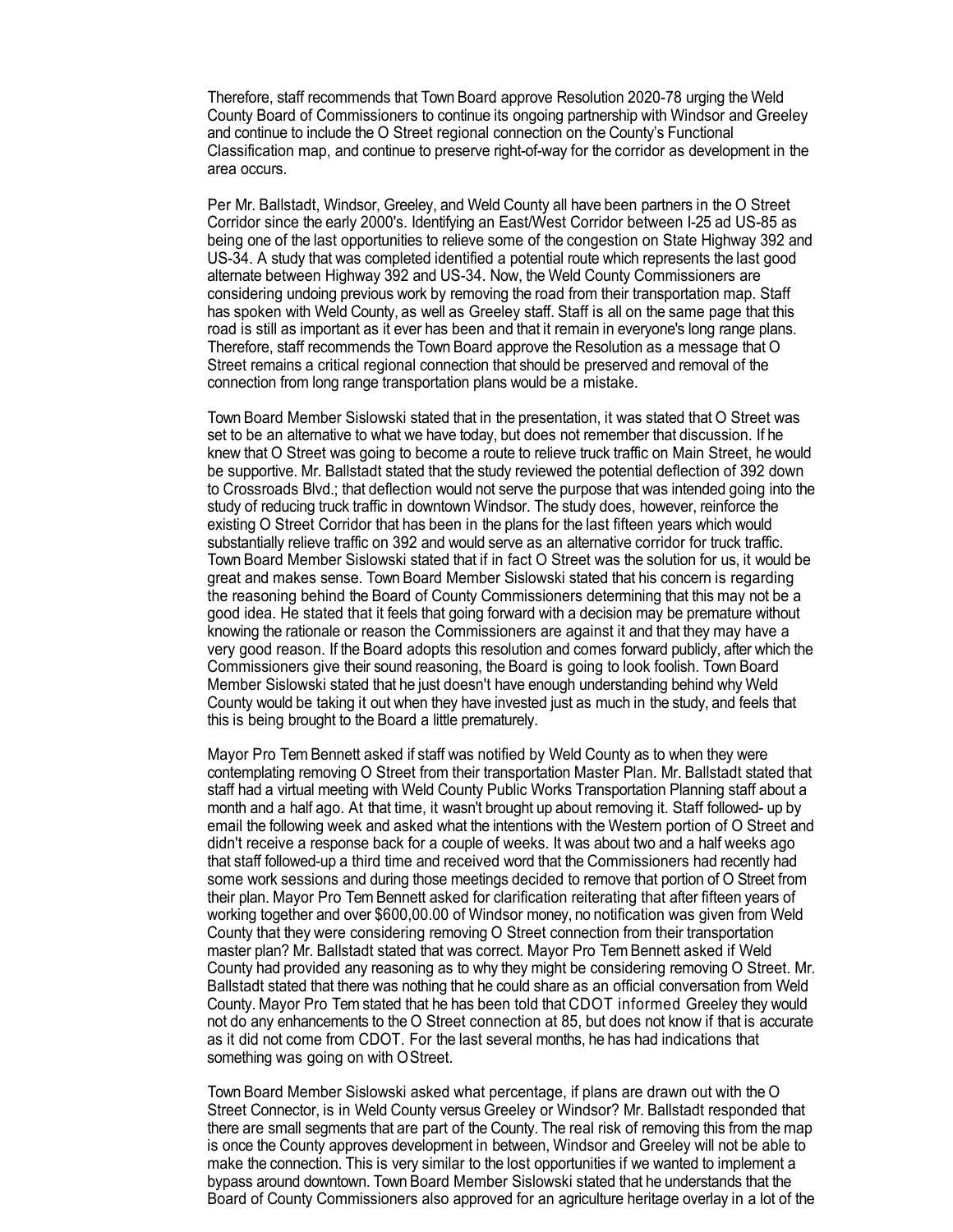Therefore, staff recommends that Town Board approve Resolution 2020-78 urging the Weld County Board of Commissioners to continue its ongoing partnership with Windsor and Greeley and continue to include the O Street regional connection on the County's Functional Classification map, and continue to preserve right-of-way for the corridor as development in the area occurs.

Per Mr. Ballstadt, Windsor, Greeley, and Weld County all have been partners in the O Street Corridor since the early 2000's. Identifying an East/West Corridor between I-25 ad US-85 as being one of the last opportunities to relieve some of the congestion on State Highway 392 and US-34. A study that was completed identified a potential route which represents the last good alternate between Highway 392 and US-34. Now, the Weld County Commissioners are considering undoing previous work by removing the road from their transportation map. Staff has spoken with Weld County, as well as Greeley staff. Staff is all on the same page that this road is still as important as it ever has been and that it remain in everyone's long range plans. Therefore, staff recommends the Town Board approve the Resolution as a message that O Street remains a critical regional connection that should be preserved and removal of the connection from long range transportation plans would be a mistake.

Town Board Member Sislowski stated that in the presentation, it was stated that O Street was set to be an alternative to what we have today, but does not remember that discussion. If he knew that O Street was going to become a route to relieve truck traffic on Main Street, he would be supportive. Mr. Ballstadt stated that the study reviewed the potential deflection of 392 down to Crossroads Blvd.; that deflection would not serve the purpose that was intended going into the study of reducing truck traffic in downtown Windsor. The study does, however, reinforce the existing O Street Corridor that has been in the plans for the last fifteen years which would substantially relieve traffic on 392 and would serve as an alternative corridor for truck traffic. Town Board Member Sislowski stated that if in fact O Street was the solution for us, it would be great and makes sense. Town Board Member Sislowski stated that his concern is regarding the reasoning behind the Board of County Commissioners determining that this may not be a good idea. He stated that it feels that going forward with a decision may be premature without knowing the rationale or reason the Commissioners are against it and that they may have a very good reason. If the Board adopts this resolution and comes forward publicly, after which the Commissioners give their sound reasoning, the Board is going to look foolish. Town Board Member Sislowski stated that he just doesn't have enough understanding behind why Weld County would be taking it out when they have invested just as much in the study, and feels that this is being brought to the Board a little prematurely.

Mayor Pro Tem Bennett asked if staff was notified by Weld County as to when they were contemplating removing O Street from their transportation Master Plan. Mr. Ballstadt stated that staff had a virtual meeting with Weld County Public Works Transportation Planning staff about a month and a half ago. At that time, it wasn't brought up about removing it. Staff followed- up by email the following week and asked what the intentions with the Western portion of O Street and didn't receive a response back for a couple of weeks. It was about two and a half weeks ago that staff followed-up a third time and received word that the Commissioners had recently had some work sessions and during those meetings decided to remove that portion of O Street from their plan. Mayor Pro Tem Bennett asked for clarification reiterating that after fifteen years of working together and over $600,00.00 of Windsor money, no notification was given from Weld County that they were considering removing O Street connection from their transportation master plan? Mr. Ballstadt stated that was correct. Mayor Pro Tem Bennett asked if Weld County had provided any reasoning as to why they might be considering removing O Street. Mr. Ballstadt stated that there was nothing that he could share as an official conversation from Weld County. Mayor Pro Tem stated that he has been told that CDOT informed Greeley they would not do any enhancements to the O Street connection at 85, but does not know if that is accurate as it did not come from CDOT. For the last several months, he has had indications that something was going on with O Street.

Town Board Member Sislowski asked what percentage, if plans are drawn out with the O Street Connector, is in Weld County versus Greeley or Windsor? Mr. Ballstadt responded that there are small segments that are part of the County. The real risk of removing this from the map is once the County approves development in between, Windsor and Greeley will not be able to make the connection. This is very similar to the lost opportunities if we wanted to implement a bypass around downtown. Town Board Member Sislowski stated that he understands that the Board of County Commissioners also approved for an agriculture heritage overlay in a lot of the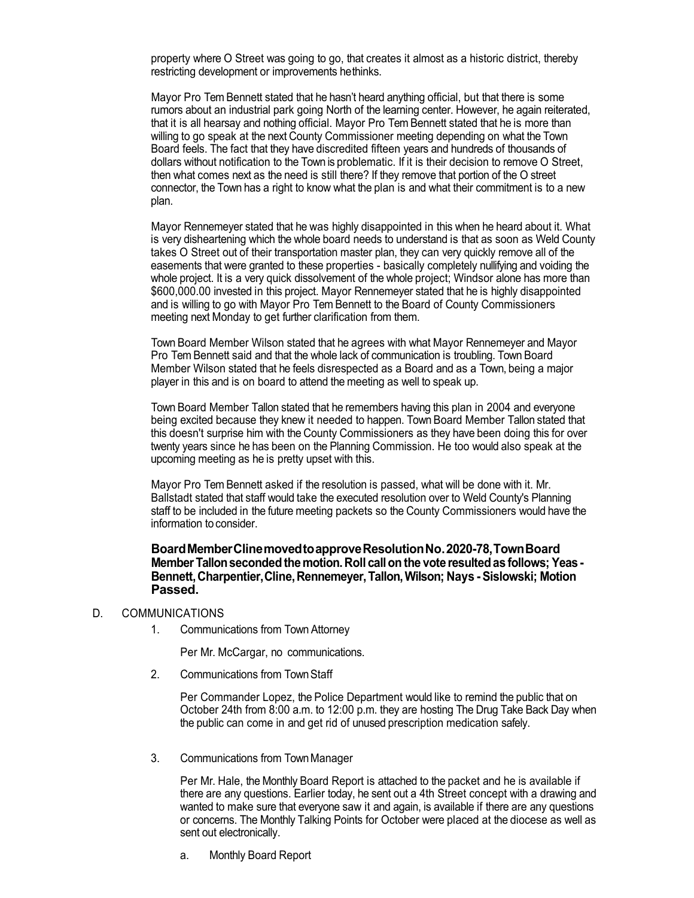property where O Street was going to go, that creates it almost as a historic district, thereby restricting development or improvements hethinks.

Mayor Pro Tem Bennett stated that he hasn't heard anything official, but that there is some rumors about an industrial park going North of the learning center. However, he again reiterated, that it is all hearsay and nothing official. Mayor Pro Tem Bennett stated that he is more than willing to go speak at the next County Commissioner meeting depending on what the Town Board feels. The fact that they have discredited fifteen years and hundreds of thousands of dollars without notification to the Town is problematic. If it is their decision to remove O Street, then what comes next as the need is still there? If they remove that portion of the O street connector, the Town has a right to know what the plan is and what their commitment is to a new plan.

Mayor Rennemeyer stated that he was highly disappointed in this when he heard about it. What is very disheartening which the whole board needs to understand is that as soon as Weld County takes O Street out of their transportation master plan, they can very quickly remove all of the easements that were granted to these properties - basically completely nullifying and voiding the whole project. It is a very quick dissolvement of the whole project; Windsor alone has more than $600,000.00 invested in this project. Mayor Rennemeyer stated that he is highly disappointed and is willing to go with Mayor Pro Tem Bennett to the Board of County Commissioners meeting next Monday to get further clarification from them.

Town Board Member Wilson stated that he agrees with what Mayor Rennemeyer and Mayor Pro Tem Bennett said and that the whole lack of communication is troubling. Town Board Member Wilson stated that he feels disrespected as a Board and as a Town, being a major player in this and is on board to attend the meeting as well to speak up.

Town Board Member Tallon stated that he remembers having this plan in 2004 and everyone being excited because they knew it needed to happen. Town Board Member Tallon stated that this doesn't surprise him with the County Commissioners as they have been doing this for over twenty years since he has been on the Planning Commission. He too would also speak at the upcoming meeting as he is pretty upset with this.

Mayor Pro Tem Bennett asked if the resolution is passed, what will be done with it. Mr. Ballstadt stated that staff would take the executed resolution over to Weld County's Planning staff to be included in the future meeting packets so the County Commissioners would have the information to consider.

**Board Member Cline moved to approve Resolution No. 2020-78, Town Board Member Tallon seconded the motion. Roll call on the vote resulted as follows; Yeas - Bennett, Charpentier, Cline, Rennemeyer, Tallon, Wilson; Nays - Sislowski; Motion Passed.**

D. COMMUNICATIONS

1. Communications from Town Attorney

   Per Mr. McCargar, no communications.

2. Communications from Town Staff

   Per Commander Lopez, the Police Department would like to remind the public that on October 24th from 8:00 a.m. to 12:00 p.m. they are hosting The Drug Take Back Day when the public can come in and get rid of unused prescription medication safely.

3. Communications from Town Manager

   Per Mr. Hale, the Monthly Board Report is attached to the packet and he is available if there are any questions. Earlier today, he sent out a 4th Street concept with a drawing and wanted to make sure that everyone saw it and again, is available if there are any questions or concerns. The Monthly Talking Points for October were placed at the diocese as well as sent out electronically.

   a. Monthly Board Report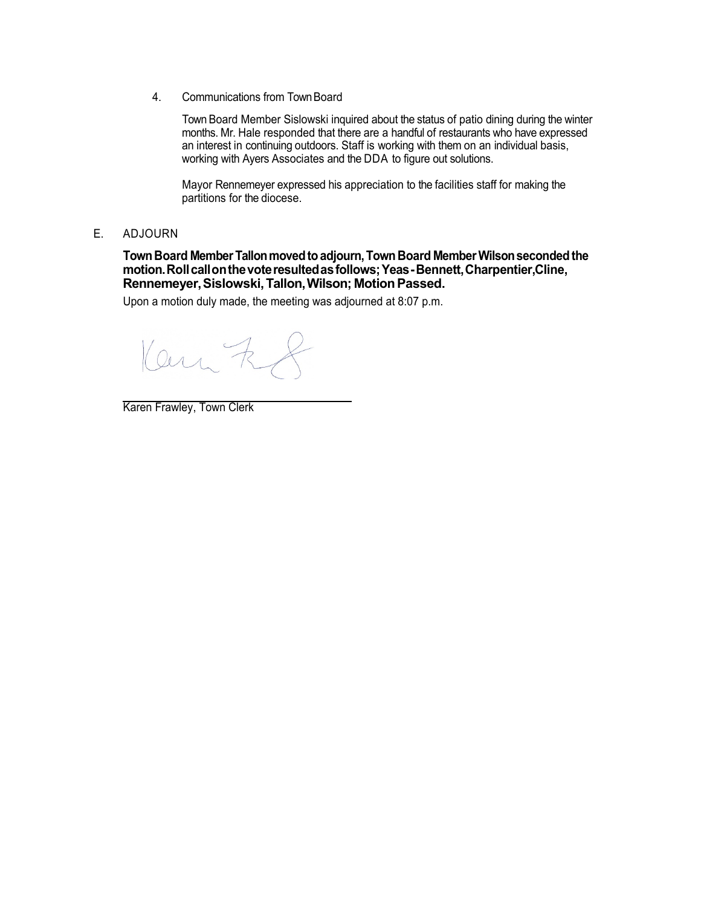4. Communications from Town Board

   Town Board Member Sislowski inquired about the status of patio dining during the winter months. Mr. Hale responded that there are a handful of restaurants who have expressed an interest in continuing outdoors. Staff is working with them on an individual basis, working with Ayers Associates and the DDA to figure out solutions.

   Mayor Rennemeyer expressed his appreciation to the facilities staff for making the partitions for the diocese.

E. ADJOURN

**Town Board Member Tallon moved to adjourn, Town Board Member Wilson seconded the motion. Roll call on the vote resulted as follows; Yeas - Bennett, Charpentier, Cline, Rennemeyer, Sislowski, Tallon, Wilson; Motion Passed.**

Upon a motion duly made, the meeting was adjourned at 8:07 p.m.

Karen Frawley, Town Clerk